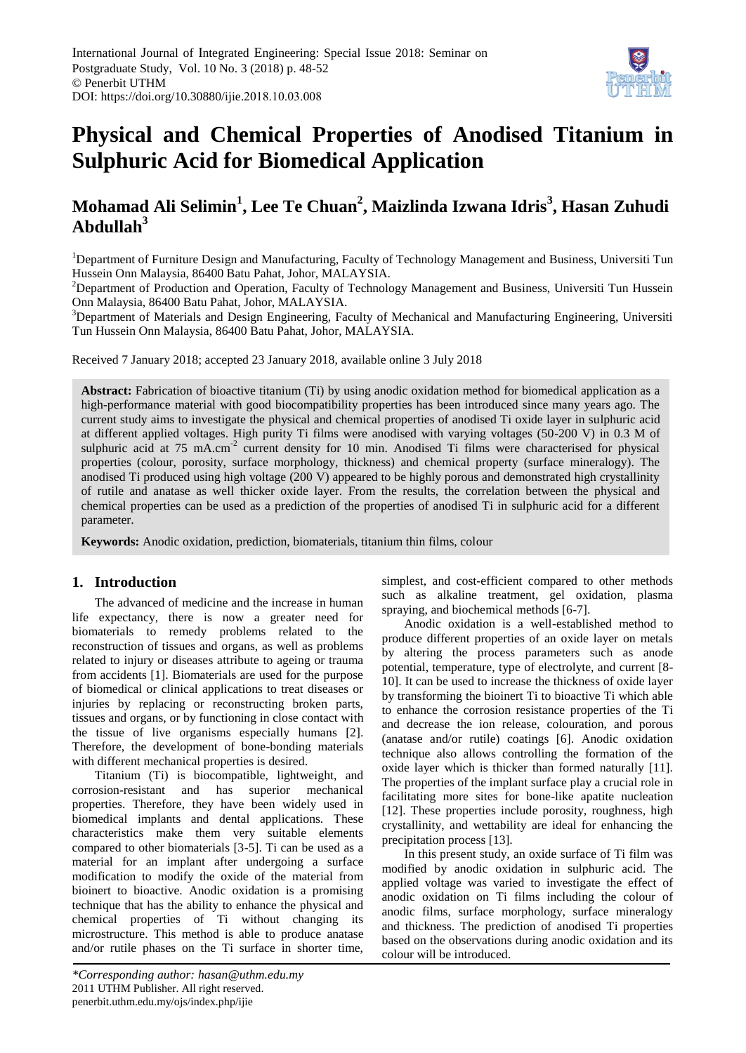# Physical and Chemical Properties of Anodised Titanium in Sulphuric Acid for Biomedical Application

## Mohamad Ali Selimin[1], Lee Te Chuan[2], Maizlinda Izwana Idris[3], Hasan Zuhudi Abdullah[3]

[1]Department of Furniture Design and Manufacturing, Faculty of Technology Management and Business, Universiti Tun Hussein Onn Malaysia, 86400 Batu Pahat, Johor, MALAYSIA.

[2]Department of Production and Operation, Faculty of Technology Management and Business, Universiti Tun Hussein Onn Malaysia, 86400 Batu Pahat, Johor, MALAYSIA.

[3]Department of Materials and Design Engineering, Faculty of Mechanical and Manufacturing Engineering, Universiti Tun Hussein Onn Malaysia, 86400 Batu Pahat, Johor, MALAYSIA.

Received 7 January 2018; accepted 23 January 2018, available online 3 July 2018

**Abstract:** Fabrication of bioactive titanium (Ti) by using anodic oxidation method for biomedical application as a high-performance material with good biocompatibility properties has been introduced since many years ago. The current study aims to investigate the physical and chemical properties of anodised Ti oxide layer in sulphuric acid at different applied voltages. High purity Ti films were anodised with varying voltages (50-200 V) in 0.3 M of sulphuric acid at 75 mA.cm$^{-2}$ current density for 10 min. Anodised Ti films were characterised for physical properties (colour, porosity, surface morphology, thickness) and chemical property (surface mineralogy). The anodised Ti produced using high voltage (200 V) appeared to be highly porous and demonstrated high crystallinity of rutile and anatase as well thicker oxide layer. From the results, the correlation between the physical and chemical properties can be used as a prediction of the properties of anodised Ti in sulphuric acid for a different parameter.

**Keywords:** Anodic oxidation, prediction, biomaterials, titanium thin films, colour

## 1. Introduction

The advanced of medicine and the increase in human life expectancy, there is now a greater need for biomaterials to remedy problems related to the reconstruction of tissues and organs, as well as problems related to injury or diseases attribute to ageing or trauma from accidents [1]. Biomaterials are used for the purpose of biomedical or clinical applications to treat diseases or injuries by replacing or reconstructing broken parts, tissues and organs, or by functioning in close contact with the tissue of live organisms especially humans [2]. Therefore, the development of bone-bonding materials with different mechanical properties is desired.

Titanium (Ti) is biocompatible, lightweight, and corrosion-resistant and has superior mechanical properties. Therefore, they have been widely used in biomedical implants and dental applications. These characteristics make them very suitable elements compared to other biomaterials [3-5]. Ti can be used as a material for an implant after undergoing a surface modification to modify the oxide of the material from bioinert to bioactive. Anodic oxidation is a promising technique that has the ability to enhance the physical and chemical properties of Ti without changing its microstructure. This method is able to produce anatase and/or rutile phases on the Ti surface in shorter time, simplest, and cost-efficient compared to other methods such as alkaline treatment, gel oxidation, plasma spraying, and biochemical methods [6-7].

Anodic oxidation is a well-established method to produce different properties of an oxide layer on metals by altering the process parameters such as anode potential, temperature, type of electrolyte, and current [8-10]. It can be used to increase the thickness of oxide layer by transforming the bioinert Ti to bioactive Ti which able to enhance the corrosion resistance properties of the Ti and decrease the ion release, colouration, and porous (anatase and/or rutile) coatings [6]. Anodic oxidation technique also allows controlling the formation of the oxide layer which is thicker than formed naturally [11]. The properties of the implant surface play a crucial role in facilitating more sites for bone-like apatite nucleation [12]. These properties include porosity, roughness, high crystallinity, and wettability are ideal for enhancing the precipitation process [13].

In this present study, an oxide surface of Ti film was modified by anodic oxidation in sulphuric acid. The applied voltage was varied to investigate the effect of anodic oxidation on Ti films including the colour of anodic films, surface morphology, surface mineralogy and thickness. The prediction of anodised Ti properties based on the observations during anodic oxidation and its colour will be introduced.

*\*Corresponding author: hasan@uthm.edu.my*
2011 UTHM Publisher. All right reserved.
penerbit.uthm.edu.my/ojs/index.php/ijie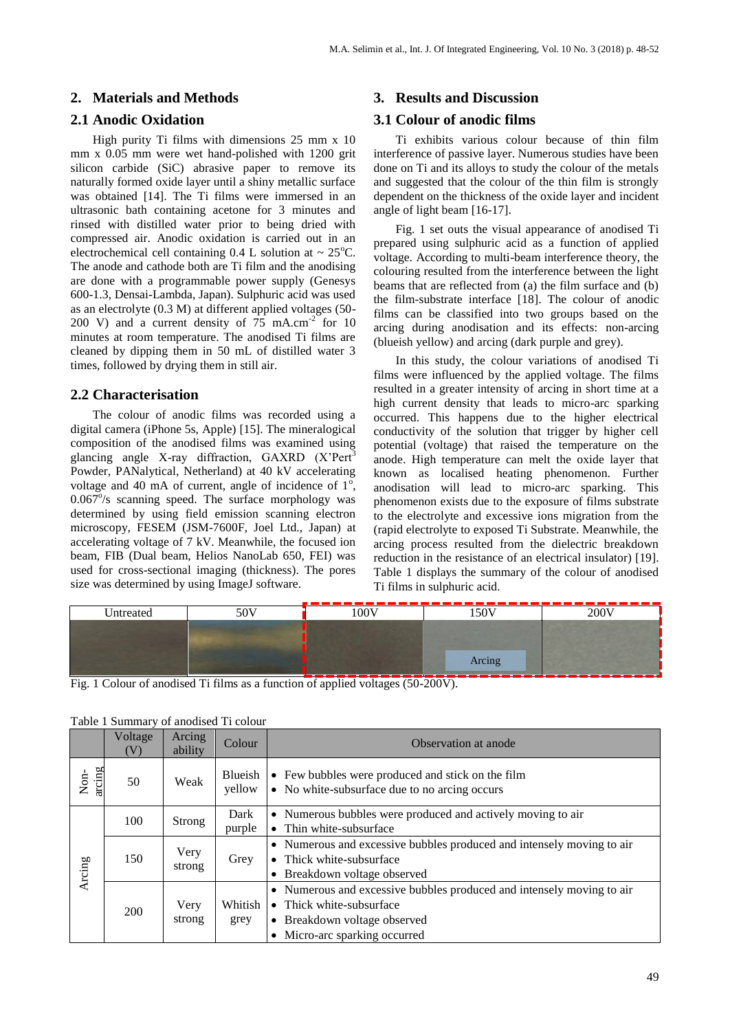## 2. Materials and Methods

### 2.1 Anodic Oxidation

High purity Ti films with dimensions 25 mm x 10 mm x 0.05 mm were wet hand-polished with 1200 grit silicon carbide (SiC) abrasive paper to remove its naturally formed oxide layer until a shiny metallic surface was obtained [14]. The Ti films were immersed in an ultrasonic bath containing acetone for 3 minutes and rinsed with distilled water prior to being dried with compressed air. Anodic oxidation is carried out in an electrochemical cell containing 0.4 L solution at ~ 25°C. The anode and cathode both are Ti film and the anodising are done with a programmable power supply (Genesys 600-1.3, Densai-Lambda, Japan). Sulphuric acid was used as an electrolyte (0.3 M) at different applied voltages (50-200 V) and a current density of 75 mA.cm$^{-2}$ for 10 minutes at room temperature. The anodised Ti films are cleaned by dipping them in 50 mL of distilled water 3 times, followed by drying them in still air.

### 2.2 Characterisation

The colour of anodic films was recorded using a digital camera (iPhone 5s, Apple) [15]. The mineralogical composition of the anodised films was examined using glancing angle X-ray diffraction, GAXRD (X'Pert$^3$ Powder, PANalytical, Netherland) at 40 kV accelerating voltage and 40 mA of current, angle of incidence of 1°, 0.067°/s scanning speed. The surface morphology was determined by using field emission scanning electron microscopy, FESEM (JSM-7600F, Joel Ltd., Japan) at accelerating voltage of 7 kV. Meanwhile, the focused ion beam, FIB (Dual beam, Helios NanoLab 650, FEI) was used for cross-sectional imaging (thickness). The pores size was determined by using ImageJ software.

## 3. Results and Discussion

### 3.1 Colour of anodic films

Ti exhibits various colour because of thin film interference of passive layer. Numerous studies have been done on Ti and its alloys to study the colour of the metals and suggested that the colour of the thin film is strongly dependent on the thickness of the oxide layer and incident angle of light beam [16-17].

Fig. 1 set outs the visual appearance of anodised Ti prepared using sulphuric acid as a function of applied voltage. According to multi-beam interference theory, the colouring resulted from the interference between the light beams that are reflected from (a) the film surface and (b) the film-substrate interface [18]. The colour of anodic films can be classified into two groups based on the arcing during anodisation and its effects: non-arcing (blueish yellow) and arcing (dark purple and grey).

In this study, the colour variations of anodised Ti films were influenced by the applied voltage. The films resulted in a greater intensity of arcing in short time at a high current density that leads to micro-arc sparking occurred. This happens due to the higher electrical conductivity of the solution that trigger by higher cell potential (voltage) that raised the temperature on the anode. High temperature can melt the oxide layer that known as localised heating phenomenon. Further anodisation will lead to micro-arc sparking. This phenomenon exists due to the exposure of films substrate to the electrolyte and excessive ions migration from the (rapid electrolyte to exposed Ti Substrate. Meanwhile, the arcing process resulted from the dielectric breakdown reduction in the resistance of an electrical insulator) [19]. Table 1 displays the summary of the colour of anodised Ti films in sulphuric acid.

| Untreated | 50V | 100V | 150V | 200V |
|---|---|---|---|---|
| | | | Arcing | |

Fig. 1 Colour of anodised Ti films as a function of applied voltages (50-200V).

Table 1 Summary of anodised Ti colour

| | Voltage (V) | Arcing ability | Colour | Observation at anode |
|---|---|---|---|---|
| Non-arcing | 50 | Weak | Blueish yellow | • Few bubbles were produced and stick on the film<br>• No white-subsurface due to no arcing occurs |
| Arcing | 100 | Strong | Dark purple | • Numerous bubbles were produced and actively moving to air<br>• Thin white-subsurface |
| | 150 | Very strong | Grey | • Numerous and excessive bubbles produced and intensely moving to air<br>• Thick white-subsurface<br>• Breakdown voltage observed |
| | 200 | Very strong | Whitish grey | • Numerous and excessive bubbles produced and intensely moving to air<br>• Thick white-subsurface<br>• Breakdown voltage observed<br>• Micro-arc sparking occurred |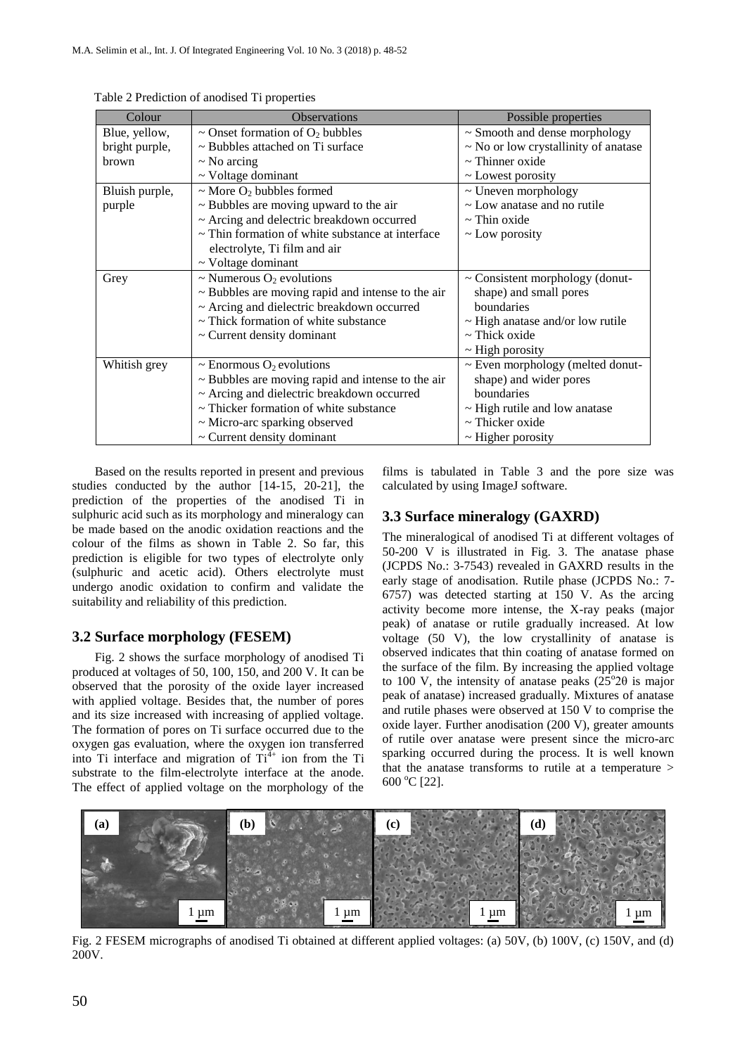Table 2 Prediction of anodised Ti properties

| Colour | Observations | Possible properties |
|---|---|---|
| Blue, yellow, bright purple, brown | ~ Onset formation of $O_2$ bubbles<br>~ Bubbles attached on Ti surface<br>~ No arcing<br>~ Voltage dominant | ~ Smooth and dense morphology<br>~ No or low crystallinity of anatase<br>~ Thinner oxide<br>~ Lowest porosity |
| Bluish purple, purple | ~ More $O_2$ bubbles formed<br>~ Bubbles are moving upward to the air<br>~ Arcing and delectric breakdown occurred<br>~ Thin formation of white substance at interface electrolyte, Ti film and air<br>~ Voltage dominant | ~ Uneven morphology<br>~ Low anatase and no rutile<br>~ Thin oxide<br>~ Low porosity |
| Grey | ~ Numerous $O_2$ evolutions<br>~ Bubbles are moving rapid and intense to the air<br>~ Arcing and dielectric breakdown occurred<br>~ Thick formation of white substance<br>~ Current density dominant | ~ Consistent morphology (donut-shape) and small pores boundaries<br>~ High anatase and/or low rutile<br>~ Thick oxide<br>~ High porosity |
| Whitish grey | ~ Enormous $O_2$ evolutions<br>~ Bubbles are moving rapid and intense to the air<br>~ Arcing and dielectric breakdown occurred<br>~ Thicker formation of white substance<br>~ Micro-arc sparking observed<br>~ Current density dominant | ~ Even morphology (melted donut-shape) and wider pores boundaries<br>~ High rutile and low anatase<br>~ Thicker oxide<br>~ Higher porosity |

Based on the results reported in present and previous studies conducted by the author [14-15, 20-21], the prediction of the properties of the anodised Ti in sulphuric acid such as its morphology and mineralogy can be made based on the anodic oxidation reactions and the colour of the films as shown in Table 2. So far, this prediction is eligible for two types of electrolyte only (sulphuric and acetic acid). Others electrolyte must undergo anodic oxidation to confirm and validate the suitability and reliability of this prediction.

### 3.2 Surface morphology (FESEM)

Fig. 2 shows the surface morphology of anodised Ti produced at voltages of 50, 100, 150, and 200 V. It can be observed that the porosity of the oxide layer increased with applied voltage. Besides that, the number of pores and its size increased with increasing of applied voltage. The formation of pores on Ti surface occurred due to the oxygen gas evaluation, where the oxygen ion transferred into Ti interface and migration of $Ti^{4+}$ ion from the Ti substrate to the film-electrolyte interface at the anode. The effect of applied voltage on the morphology of the films is tabulated in Table 3 and the pore size was calculated by using ImageJ software.

### 3.3 Surface mineralogy (GAXRD)

The mineralogical of anodised Ti at different voltages of 50-200 V is illustrated in Fig. 3. The anatase phase (JCPDS No.: 3-7543) revealed in GAXRD results in the early stage of anodisation. Rutile phase (JCPDS No.: 7-6757) was detected starting at 150 V. As the arcing activity become more intense, the X-ray peaks (major peak) of anatase or rutile gradually increased. At low voltage (50 V), the low crystallinity of anatase is observed indicates that thin coating of anatase formed on the surface of the film. By increasing the applied voltage to 100 V, the intensity of anatase peaks ($25^{o}2\theta$ is major peak of anatase) increased gradually. Mixtures of anatase and rutile phases were observed at 150 V to comprise the oxide layer. Further anodisation (200 V), greater amounts of rutile over anatase were present since the micro-arc sparking occurred during the process. It is well known that the anatase transforms to rutile at a temperature > 600 $^{o}$C [22].

Fig. 2 FESEM micrographs of anodised Ti obtained at different applied voltages: (a) 50V, (b) 100V, (c) 150V, and (d) 200V.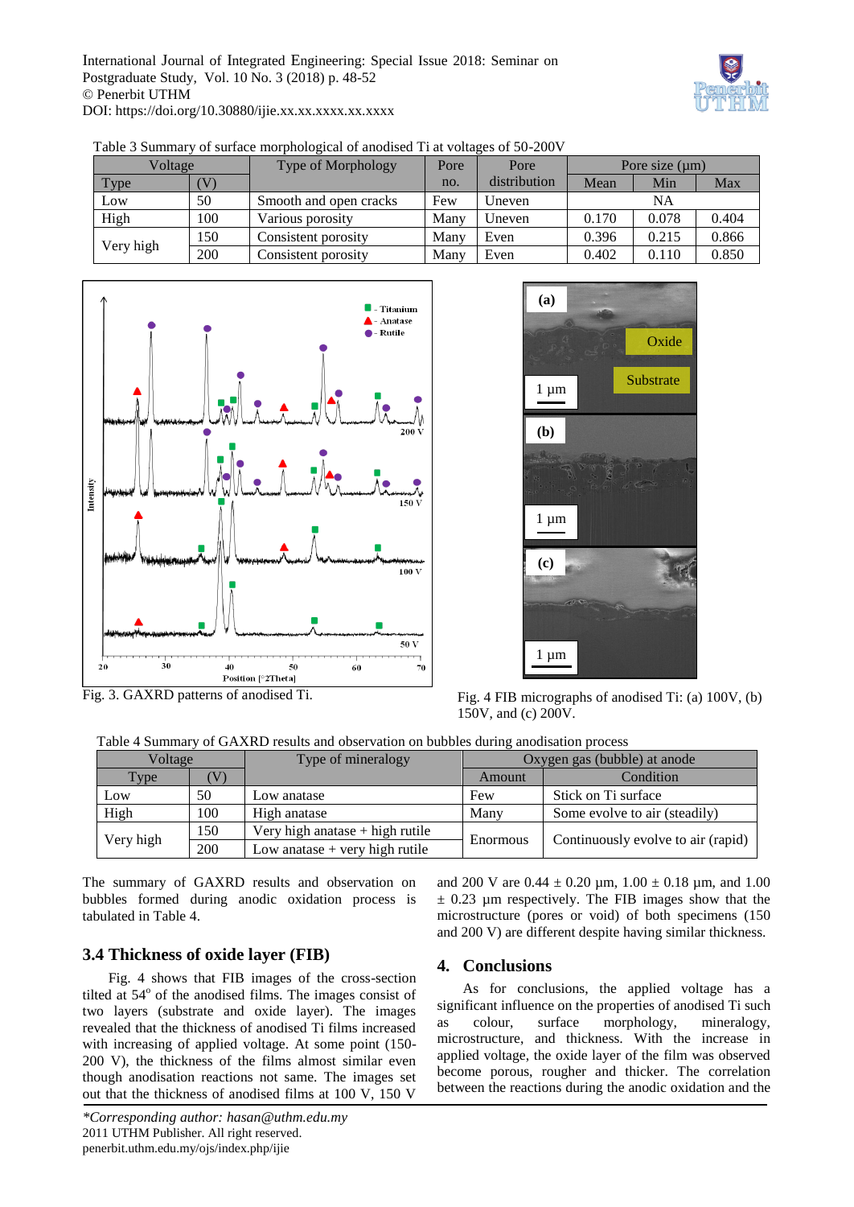Table 3 Summary of surface morphological of anodised Ti at voltages of 50-200V

| Voltage | | Type of Morphology | Pore no. | Pore distribution | Pore size (µm) | | |
|---|---|---|---|---|---|---|---|
| Type | (V) | | | | Mean | Min | Max |
| Low | 50 | Smooth and open cracks | Few | Uneven | NA | | |
| High | 100 | Various porosity | Many | Uneven | 0.170 | 0.078 | 0.404 |
| Very high | 150 | Consistent porosity | Many | Even | 0.396 | 0.215 | 0.866 |
| | 200 | Consistent porosity | Many | Even | 0.402 | 0.110 | 0.850 |

Fig. 3. GAXRD patterns of anodised Ti.

Fig. 4 FIB micrographs of anodised Ti: (a) 100V, (b) 150V, and (c) 200V.

Table 4 Summary of GAXRD results and observation on bubbles during anodisation process

| Voltage | | Type of mineralogy | Oxygen gas (bubble) at anode | |
|---|---|---|---|---|
| Type | (V) | | Amount | Condition |
| Low | 50 | Low anatase | Few | Stick on Ti surface |
| High | 100 | High anatase | Many | Some evolve to air (steadily) |
| Very high | 150 | Very high anatase + high rutile | Enormous | Continuously evolve to air (rapid) |
| | 200 | Low anatase + very high rutile | | |

The summary of GAXRD results and observation on bubbles formed during anodic oxidation process is tabulated in Table 4.

### 3.4 Thickness of oxide layer (FIB)

Fig. 4 shows that FIB images of the cross-section tilted at 54° of the anodised films. The images consist of two layers (substrate and oxide layer). The images revealed that the thickness of anodised Ti films increased with increasing of applied voltage. At some point (150-200 V), the thickness of the films almost similar even though anodisation reactions not same. The images set out that the thickness of anodised films at 100 V, 150 V and 200 V are 0.44 ± 0.20 µm, 1.00 ± 0.18 µm, and 1.00 ± 0.23 µm respectively. The FIB images show that the microstructure (pores or void) of both specimens (150 and 200 V) are different despite having similar thickness.

## 4. Conclusions

As for conclusions, the applied voltage has a significant influence on the properties of anodised Ti such as colour, surface morphology, mineralogy, microstructure, and thickness. With the increase in applied voltage, the oxide layer of the film was observed become porous, rougher and thicker. The correlation between the reactions during the anodic oxidation and the

*\*Corresponding author: hasan@uthm.edu.my*
2011 UTHM Publisher. All right reserved.
penerbit.uthm.edu.my/ojs/index.php/ijie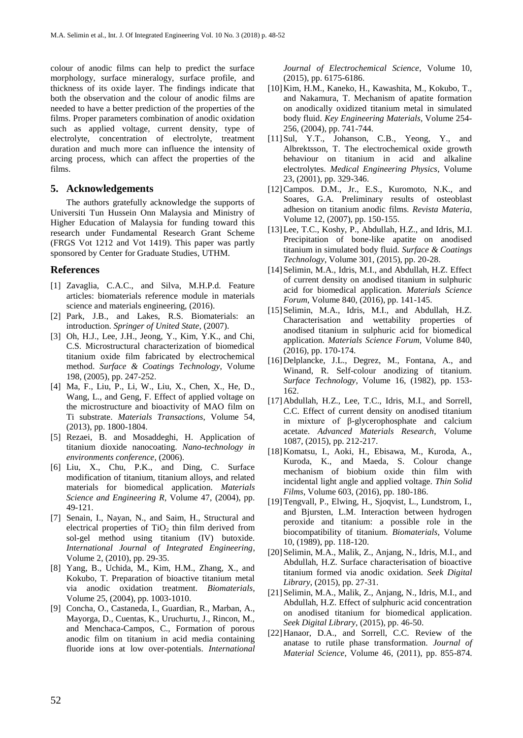colour of anodic films can help to predict the surface morphology, surface mineralogy, surface profile, and thickness of its oxide layer. The findings indicate that both the observation and the colour of anodic films are needed to have a better prediction of the properties of the films. Proper parameters combination of anodic oxidation such as applied voltage, current density, type of electrolyte, concentration of electrolyte, treatment duration and much more can influence the intensity of arcing process, which can affect the properties of the films.

## 5. Acknowledgements

The authors gratefully acknowledge the supports of Universiti Tun Hussein Onn Malaysia and Ministry of Higher Education of Malaysia for funding toward this research under Fundamental Research Grant Scheme (FRGS Vot 1212 and Vot 1419). This paper was partly sponsored by Center for Graduate Studies, UTHM.

## References

[1] Zavaglia, C.A.C., and Silva, M.H.P.d. Feature articles: biomaterials reference module in materials science and materials engineering, (2016).

[2] Park, J.B., and Lakes, R.S. Biomaterials: an introduction. *Springer of United State*, (2007).

[3] Oh, H.J., Lee, J.H., Jeong, Y., Kim, Y.K., and Chi, C.S. Microstructural characterization of biomedical titanium oxide film fabricated by electrochemical method. *Surface & Coatings Technology*, Volume 198, (2005), pp. 247-252.

[4] Ma, F., Liu, P., Li, W., Liu, X., Chen, X., He, D., Wang, L., and Geng, F. Effect of applied voltage on the microstructure and bioactivity of MAO film on Ti substrate. *Materials Transactions*, Volume 54, (2013), pp. 1800-1804.

[5] Rezaei, B. and Mosaddeghi, H. Application of titanium dioxide nanocoating. *Nano-technology in environments conference*, (2006).

[6] Liu, X., Chu, P.K., and Ding, C. Surface modification of titanium, titanium alloys, and related materials for biomedical application. *Materials Science and Engineering R*, Volume 47, (2004), pp. 49-121.

[7] Senain, I., Nayan, N., and Saim, H., Structural and electrical properties of $TiO_2$ thin film derived from sol-gel method using titanium (IV) butoxide. *International Journal of Integrated Engineering*, Volume 2, (2010), pp. 29-35.

[8] Yang, B., Uchida, M., Kim, H.M., Zhang, X., and Kokubo, T. Preparation of bioactive titanium metal via anodic oxidation treatment. *Biomaterials*, Volume 25, (2004), pp. 1003-1010.

[9] Concha, O., Castaneda, I., Guardian, R., Marban, A., Mayorga, D., Cuentas, K., Uruchurtu, J., Rincon, M., and Menchaca-Campos, C., Formation of porous anodic film on titanium in acid media containing fluoride ions at low over-potentials. *International Journal of Electrochemical Science*, Volume 10, (2015), pp. 6175-6186.

[10] Kim, H.M., Kaneko, H., Kawashita, M., Kokubo, T., and Nakamura, T. Mechanism of apatite formation on anodically oxidized titanium metal in simulated body fluid. *Key Engineering Materials*, Volume 254-256, (2004), pp. 741-744.

[11] Sul, Y.T., Johanson, C.B., Yeong, Y., and Albrektsson, T. The electrochemical oxide growth behaviour on titanium in acid and alkaline electrolytes. *Medical Engineering Physics*, Volume 23, (2001), pp. 329-346.

[12] Campos. D.M., Jr., E.S., Kuromoto, N.K., and Soares, G.A. Preliminary results of osteoblast adhesion on titanium anodic films. *Revista Materia*, Volume 12, (2007), pp. 150-155.

[13] Lee, T.C., Koshy, P., Abdullah, H.Z., and Idris, M.I. Precipitation of bone-like apatite on anodised titanium in simulated body fluid. *Surface & Coatings Technology*, Volume 301, (2015), pp. 20-28.

[14] Selimin, M.A., Idris, M.I., and Abdullah, H.Z. Effect of current density on anodised titanium in sulphuric acid for biomedical application. *Materials Science Forum*, Volume 840, (2016), pp. 141-145.

[15] Selimin, M.A., Idris, M.I., and Abdullah, H.Z. Characterisation and wettability properties of anodised titanium in sulphuric acid for biomedical application. *Materials Science Forum*, Volume 840, (2016), pp. 170-174.

[16] Delplancke, J.L., Degrez, M., Fontana, A., and Winand, R. Self-colour anodizing of titanium. *Surface Technology*, Volume 16, (1982), pp. 153-162.

[17] Abdullah, H.Z., Lee, T.C., Idris, M.I., and Sorrell, C.C. Effect of current density on anodised titanium in mixture of β-glycerophosphate and calcium acetate. *Advanced Materials Research*, Volume 1087, (2015), pp. 212-217.

[18] Komatsu, I., Aoki, H., Ebisawa, M., Kuroda, A., Kuroda, K., and Maeda, S. Colour change mechanism of biobium oxide thin film with incidental light angle and applied voltage. *Thin Solid Films*, Volume 603, (2016), pp. 180-186.

[19] Tengvall, P., Elwing, H., Sjoqvist, L., Lundstrom, I., and Bjursten, L.M. Interaction between hydrogen peroxide and titanium: a possible role in the biocompatibility of titanium. *Biomaterials*, Volume 10, (1989), pp. 118-120.

[20] Selimin, M.A., Malik, Z., Anjang, N., Idris, M.I., and Abdullah, H.Z. Surface characterisation of bioactive titanium formed via anodic oxidation. *Seek Digital Library*, (2015), pp. 27-31.

[21] Selimin, M.A., Malik, Z., Anjang, N., Idris, M.I., and Abdullah, H.Z. Effect of sulphuric acid concentration on anodised titanium for biomedical application. *Seek Digital Library*, (2015), pp. 46-50.

[22] Hanaor, D.A., and Sorrell, C.C. Review of the anatase to rutile phase transformation. *Journal of Material Science*, Volume 46, (2011), pp. 855-874.